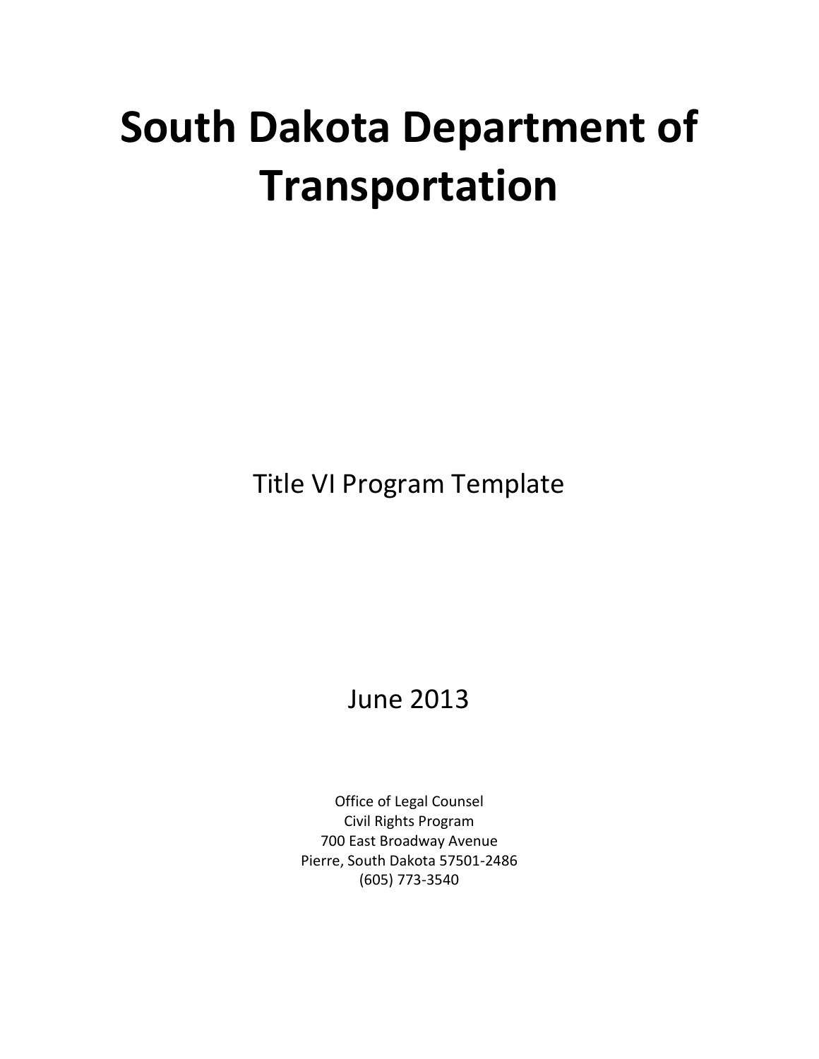# South Dakota Department of Transportation

Title VI Program Template

June 2013

Office of Legal Counsel
Civil Rights Program
700 East Broadway Avenue
Pierre, South Dakota 57501-2486
(605) 773-3540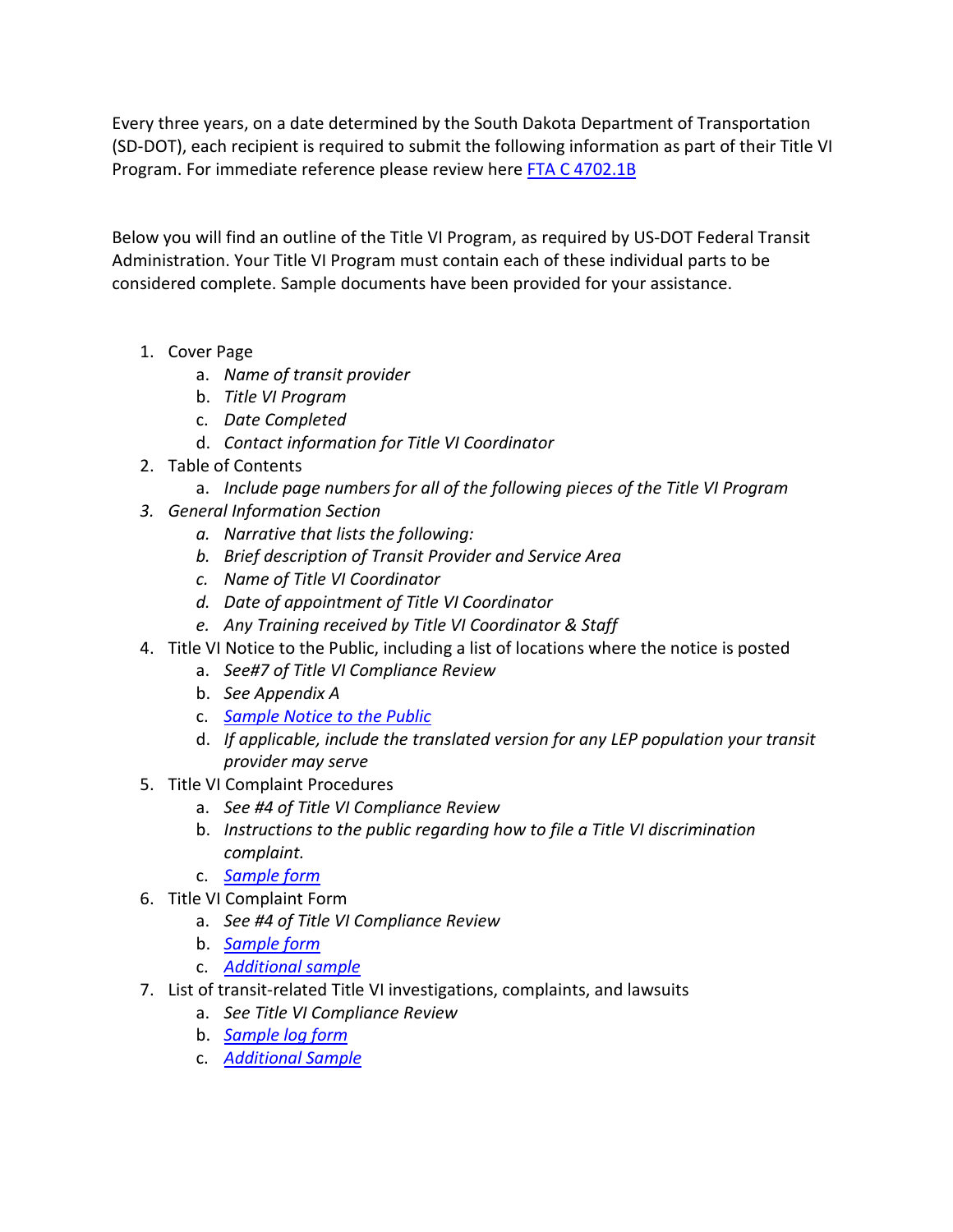Every three years, on a date determined by the South Dakota Department of Transportation (SD-DOT), each recipient is required to submit the following information as part of their Title VI Program. For immediate reference please review here FTA C 4702.1B

Below you will find an outline of the Title VI Program, as required by US-DOT Federal Transit Administration. Your Title VI Program must contain each of these individual parts to be considered complete. Sample documents have been provided for your assistance.

1. Cover Page
   a. *Name of transit provider*
   b. *Title VI Program*
   c. *Date Completed*
   d. *Contact information for Title VI Coordinator*
2. Table of Contents
   a. *Include page numbers for all of the following pieces of the Title VI Program*
3. *General Information Section*
   a. *Narrative that lists the following:*
   b. *Brief description of Transit Provider and Service Area*
   c. *Name of Title VI Coordinator*
   d. *Date of appointment of Title VI Coordinator*
   e. *Any Training received by Title VI Coordinator & Staff*
4. Title VI Notice to the Public, including a list of locations where the notice is posted
   a. *See#7 of Title VI Compliance Review*
   b. *See Appendix A*
   c. *Sample Notice to the Public*
   d. *If applicable, include the translated version for any LEP population your transit provider may serve*
5. Title VI Complaint Procedures
   a. *See #4 of Title VI Compliance Review*
   b. *Instructions to the public regarding how to file a Title VI discrimination complaint.*
   c. *Sample form*
6. Title VI Complaint Form
   a. *See #4 of Title VI Compliance Review*
   b. *Sample form*
   c. *Additional sample*
7. List of transit-related Title VI investigations, complaints, and lawsuits
   a. *See Title VI Compliance Review*
   b. *Sample log form*
   c. *Additional Sample*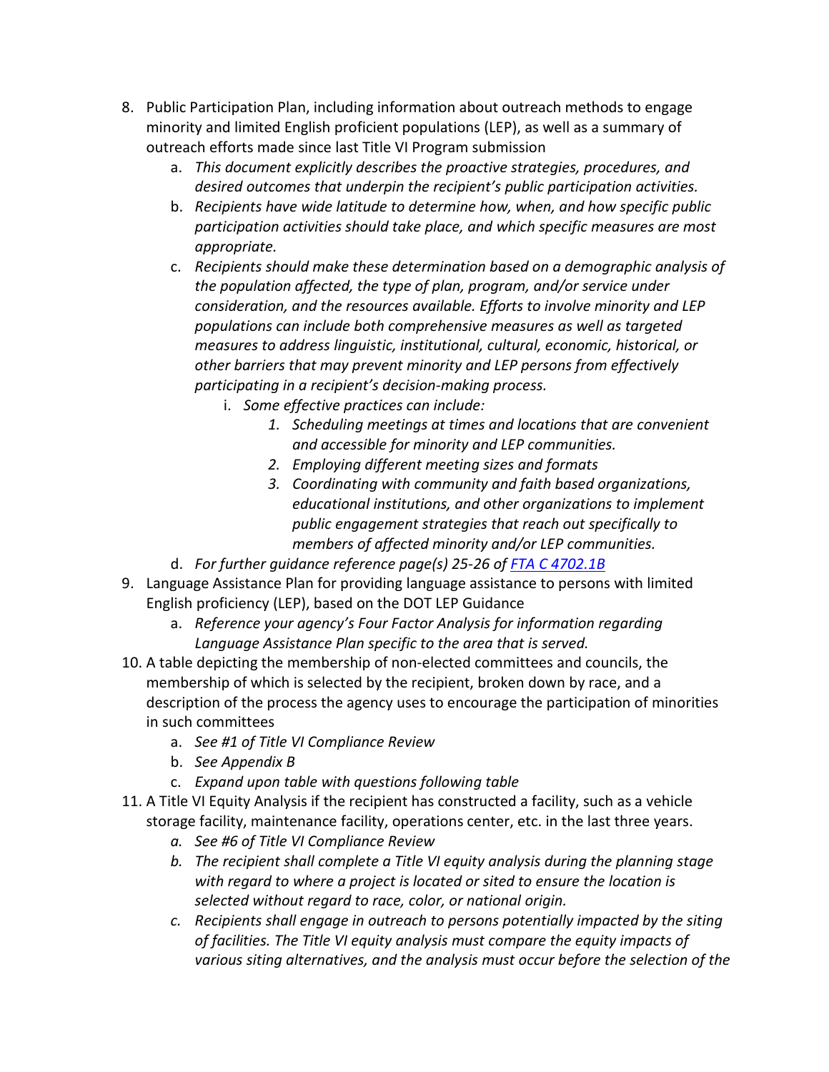8. Public Participation Plan, including information about outreach methods to engage minority and limited English proficient populations (LEP), as well as a summary of outreach efforts made since last Title VI Program submission
    a. *This document explicitly describes the proactive strategies, procedures, and desired outcomes that underpin the recipient's public participation activities.*
    b. *Recipients have wide latitude to determine how, when, and how specific public participation activities should take place, and which specific measures are most appropriate.*
    c. *Recipients should make these determination based on a demographic analysis of the population affected, the type of plan, program, and/or service under consideration, and the resources available. Efforts to involve minority and LEP populations can include both comprehensive measures as well as targeted measures to address linguistic, institutional, cultural, economic, historical, or other barriers that may prevent minority and LEP persons from effectively participating in a recipient's decision-making process.*
        i. *Some effective practices can include:*
            1. *Scheduling meetings at times and locations that are convenient and accessible for minority and LEP communities.*
            2. *Employing different meeting sizes and formats*
            3. *Coordinating with community and faith based organizations, educational institutions, and other organizations to implement public engagement strategies that reach out specifically to members of affected minority and/or LEP communities.*
    d. *For further guidance reference page(s) 25-26 of [FTA C 4702.1B]()*
9. Language Assistance Plan for providing language assistance to persons with limited English proficiency (LEP), based on the DOT LEP Guidance
    a. *Reference your agency's Four Factor Analysis for information regarding Language Assistance Plan specific to the area that is served.*
10. A table depicting the membership of non-elected committees and councils, the membership of which is selected by the recipient, broken down by race, and a description of the process the agency uses to encourage the participation of minorities in such committees
    a. *See #1 of Title VI Compliance Review*
    b. *See Appendix B*
    c. *Expand upon table with questions following table*
11. A Title VI Equity Analysis if the recipient has constructed a facility, such as a vehicle storage facility, maintenance facility, operations center, etc. in the last three years.
    a. *See #6 of Title VI Compliance Review*
    b. *The recipient shall complete a Title VI equity analysis during the planning stage with regard to where a project is located or sited to ensure the location is selected without regard to race, color, or national origin.*
    c. *Recipients shall engage in outreach to persons potentially impacted by the siting of facilities. The Title VI equity analysis must compare the equity impacts of various siting alternatives, and the analysis must occur before the selection of the*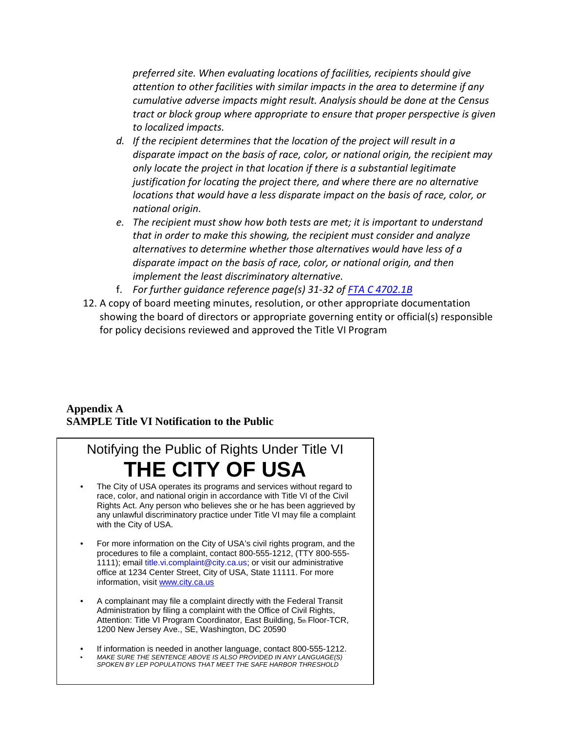*preferred site. When evaluating locations of facilities, recipients should give attention to other facilities with similar impacts in the area to determine if any cumulative adverse impacts might result. Analysis should be done at the Census tract or block group where appropriate to ensure that proper perspective is given to localized impacts.*

d. *If the recipient determines that the location of the project will result in a disparate impact on the basis of race, color, or national origin, the recipient may only locate the project in that location if there is a substantial legitimate justification for locating the project there, and where there are no alternative locations that would have a less disparate impact on the basis of race, color, or national origin.*
e. *The recipient must show how both tests are met; it is important to understand that in order to make this showing, the recipient must consider and analyze alternatives to determine whether those alternatives would have less of a disparate impact on the basis of race, color, or national origin, and then implement the least discriminatory alternative.*
f. *For further guidance reference page(s) 31-32 of FTA C 4702.1B*

12. A copy of board meeting minutes, resolution, or other appropriate documentation showing the board of directors or appropriate governing entity or official(s) responsible for policy decisions reviewed and approved the Title VI Program

**Appendix A**
**SAMPLE Title VI Notification to the Public**

## Notifying the Public of Rights Under Title VI

# THE CITY OF USA

- The City of USA operates its programs and services without regard to race, color, and national origin in accordance with Title VI of the Civil Rights Act. Any person who believes she or he has been aggrieved by any unlawful discriminatory practice under Title VI may file a complaint with the City of USA.

- For more information on the City of USA's civil rights program, and the procedures to file a complaint, contact 800-555-1212, (TTY 800-555-1111); email title.vi.complaint@city.ca.us; or visit our administrative office at 1234 Center Street, City of USA, State 11111. For more information, visit www.city.ca.us

- A complainant may file a complaint directly with the Federal Transit Administration by filing a complaint with the Office of Civil Rights, Attention: Title VI Program Coordinator, East Building, 5th Floor-TCR, 1200 New Jersey Ave., SE, Washington, DC 20590

- If information is needed in another language, contact 800-555-1212.
- *MAKE SURE THE SENTENCE ABOVE IS ALSO PROVIDED IN ANY LANGUAGE(S) SPOKEN BY LEP POPULATIONS THAT MEET THE SAFE HARBOR THRESHOLD*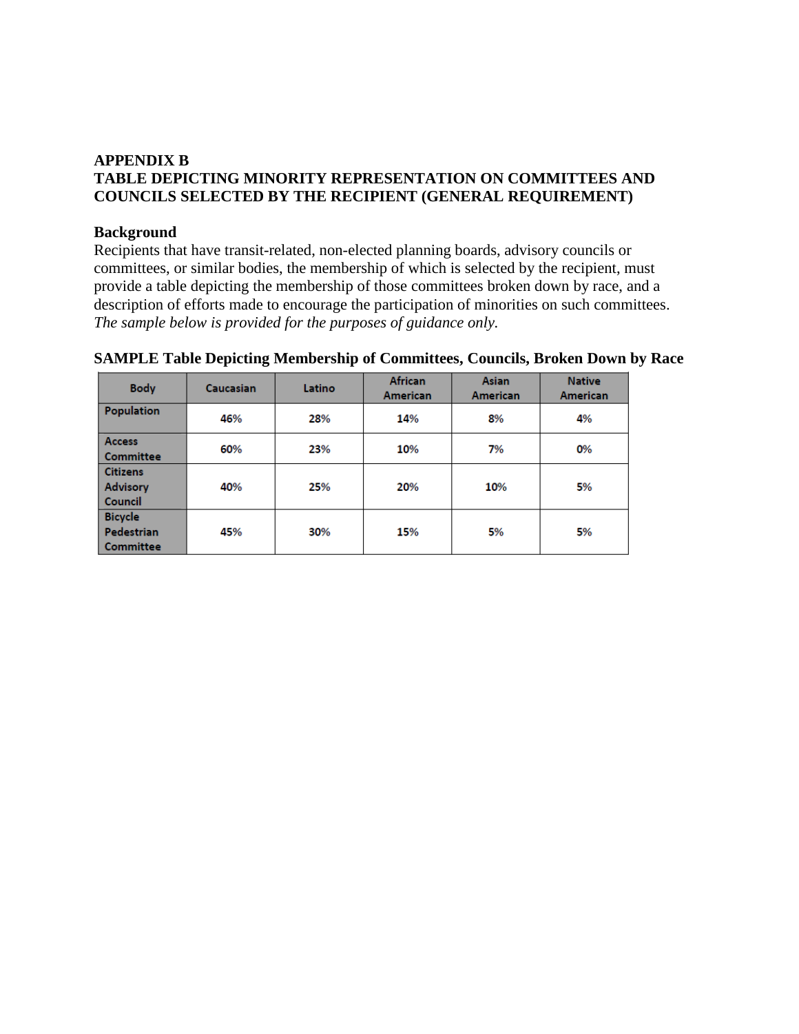**APPENDIX B**
**TABLE DEPICTING MINORITY REPRESENTATION ON COMMITTEES AND COUNCILS SELECTED BY THE RECIPIENT (GENERAL REQUIREMENT)**

**Background**

Recipients that have transit-related, non-elected planning boards, advisory councils or committees, or similar bodies, the membership of which is selected by the recipient, must provide a table depicting the membership of those committees broken down by race, and a description of efforts made to encourage the participation of minorities on such committees. *The sample below is provided for the purposes of guidance only.*

**SAMPLE Table Depicting Membership of Committees, Councils, Broken Down by Race**

| Body | Caucasian | Latino | African American | Asian American | Native American |
|---|---|---|---|---|---|
| Population | 46% | 28% | 14% | 8% | 4% |
| Access Committee | 60% | 23% | 10% | 7% | 0% |
| Citizens Advisory Council | 40% | 25% | 20% | 10% | 5% |
| Bicycle Pedestrian Committee | 45% | 30% | 15% | 5% | 5% |